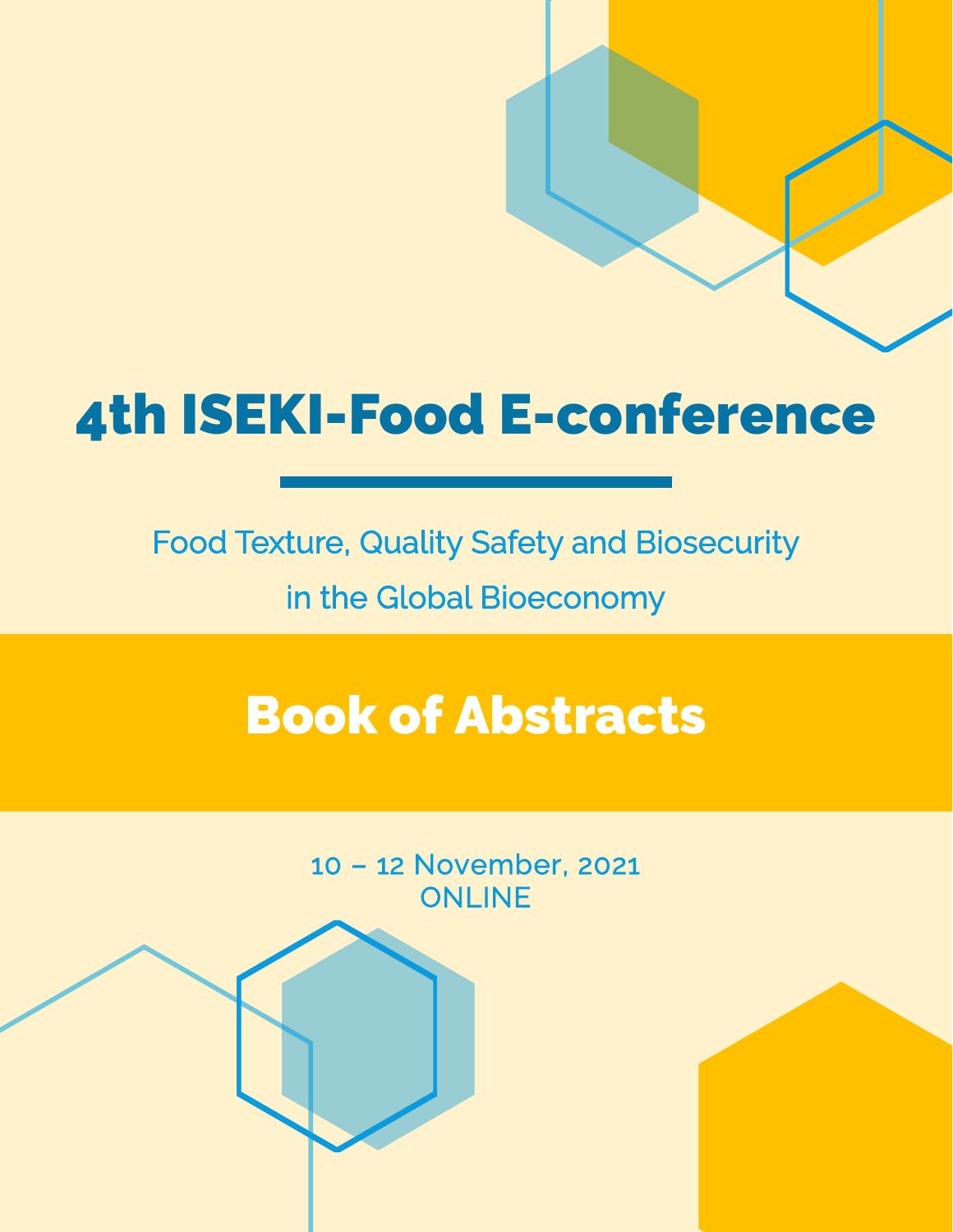# 4th ISEKI-Food E-conference

Food Texture, Quality Safety and Biosecurity

in the Global Bioeconomy

## Book of Abstracts

10 – 12 November, 2021

ONLINE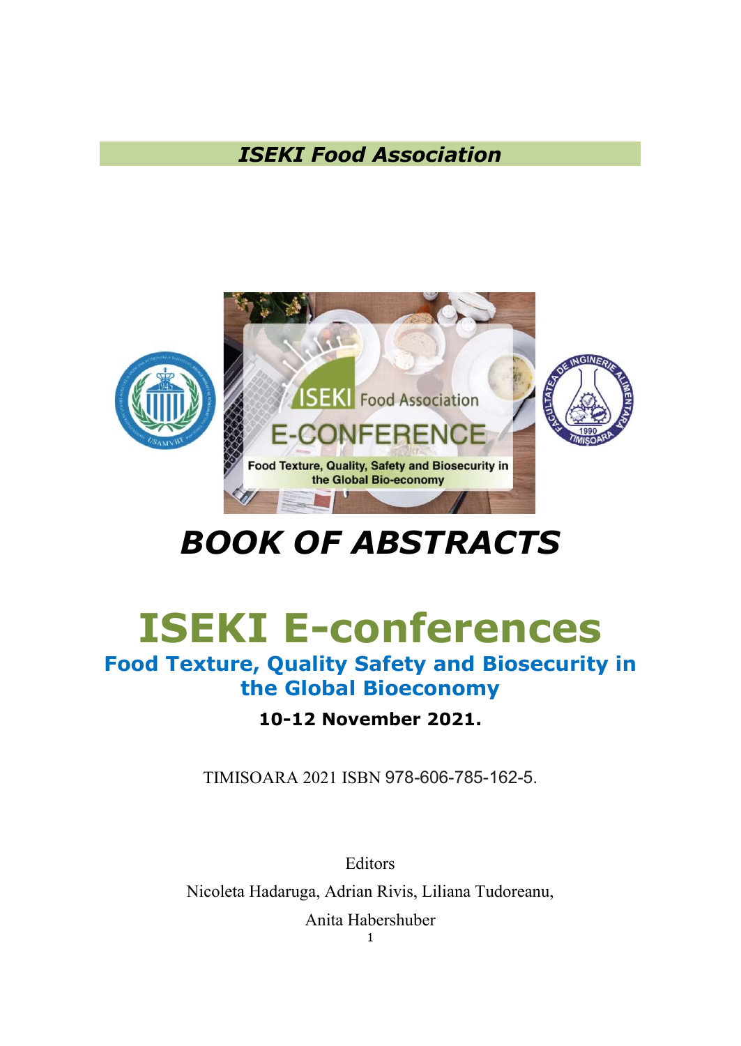*ISEKI Food Association*

# BOOK OF ABSTRACTS

# ISEKI E-conferences

## Food Texture, Quality Safety and Biosecurity in the Global Bioeconomy

**10-12 November 2021.**

TIMISOARA 2021 ISBN 978-606-785-162-5.

Editors

Nicoleta Hadaruga, Adrian Rivis, Liliana Tudoreanu,

Anita Habershuber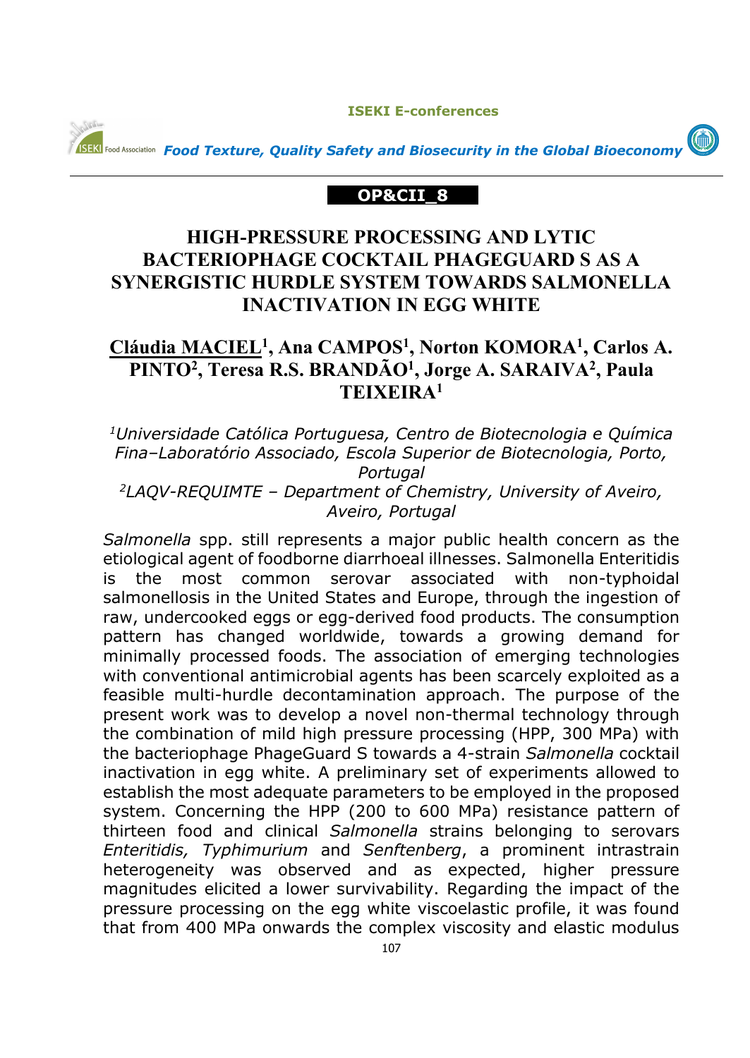**OP&CII_8**

# HIGH-PRESSURE PROCESSING AND LYTIC BACTERIOPHAGE COCKTAIL PHAGEGUARD S AS A SYNERGISTIC HURDLE SYSTEM TOWARDS SALMONELLA INACTIVATION IN EGG WHITE

**<u>Cláudia MACIEL</u>[1], Ana CAMPOS[1], Norton KOMORA[1], Carlos A. PINTO[2], Teresa R.S. BRANDÃO[1], Jorge A. SARAIVA[2], Paula TEIXEIRA[1]**

*[1]Universidade Católica Portuguesa, Centro de Biotecnologia e Química Fina–Laboratório Associado, Escola Superior de Biotecnologia, Porto, Portugal*
*[2]LAQV-REQUIMTE – Department of Chemistry, University of Aveiro, Aveiro, Portugal*

*Salmonella* spp. still represents a major public health concern as the etiological agent of foodborne diarrhoeal illnesses. Salmonella Enteritidis is the most common serovar associated with non-typhoidal salmonellosis in the United States and Europe, through the ingestion of raw, undercooked eggs or egg-derived food products. The consumption pattern has changed worldwide, towards a growing demand for minimally processed foods. The association of emerging technologies with conventional antimicrobial agents has been scarcely exploited as a feasible multi-hurdle decontamination approach. The purpose of the present work was to develop a novel non-thermal technology through the combination of mild high pressure processing (HPP, 300 MPa) with the bacteriophage PhageGuard S towards a 4-strain *Salmonella* cocktail inactivation in egg white. A preliminary set of experiments allowed to establish the most adequate parameters to be employed in the proposed system. Concerning the HPP (200 to 600 MPa) resistance pattern of thirteen food and clinical *Salmonella* strains belonging to serovars *Enteritidis, Typhimurium* and *Senftenberg*, a prominent intrastrain heterogeneity was observed and as expected, higher pressure magnitudes elicited a lower survivability. Regarding the impact of the pressure processing on the egg white viscoelastic profile, it was found that from 400 MPa onwards the complex viscosity and elastic modulus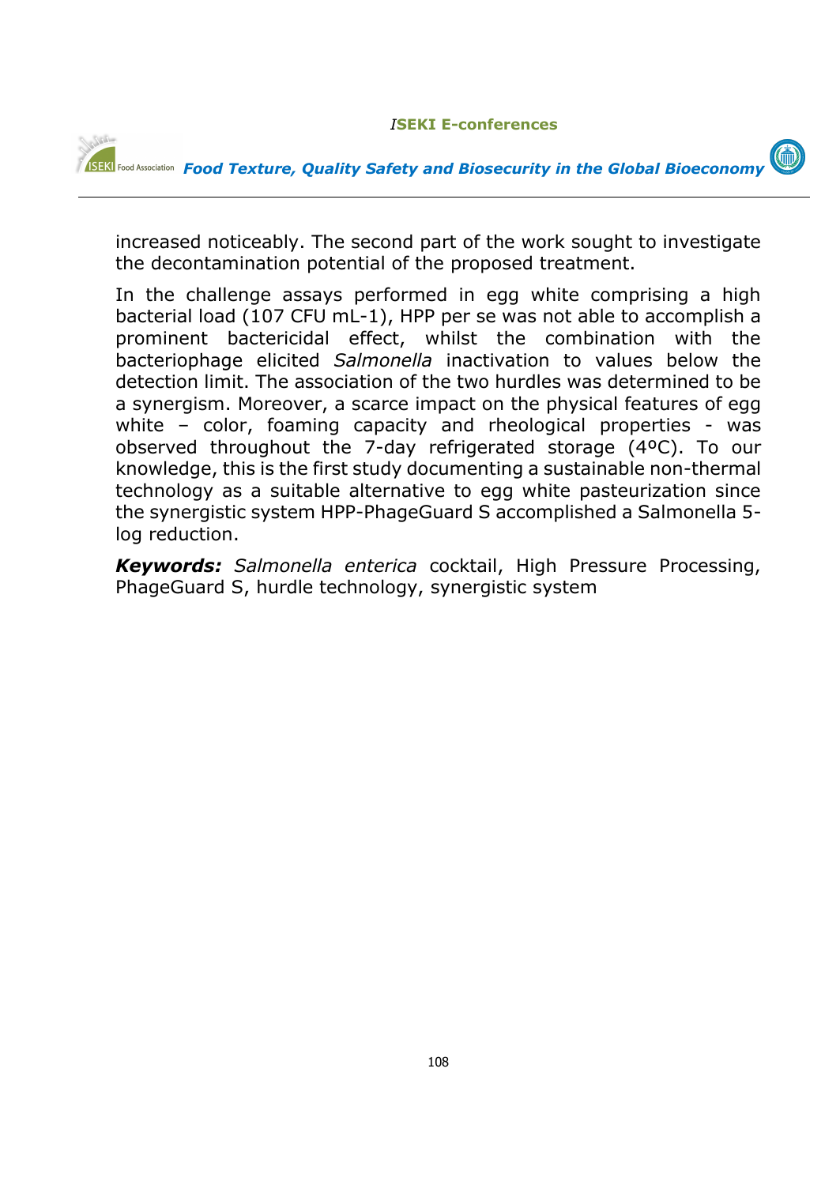increased noticeably. The second part of the work sought to investigate the decontamination potential of the proposed treatment.

In the challenge assays performed in egg white comprising a high bacterial load (107 CFU mL-1), HPP per se was not able to accomplish a prominent bactericidal effect, whilst the combination with the bacteriophage elicited *Salmonella* inactivation to values below the detection limit. The association of the two hurdles was determined to be a synergism. Moreover, a scarce impact on the physical features of egg white – color, foaming capacity and rheological properties - was observed throughout the 7-day refrigerated storage (4ºC). To our knowledge, this is the first study documenting a sustainable non-thermal technology as a suitable alternative to egg white pasteurization since the synergistic system HPP-PhageGuard S accomplished a Salmonella 5-log reduction.

***Keywords:*** *Salmonella enterica* cocktail, High Pressure Processing, PhageGuard S, hurdle technology, synergistic system